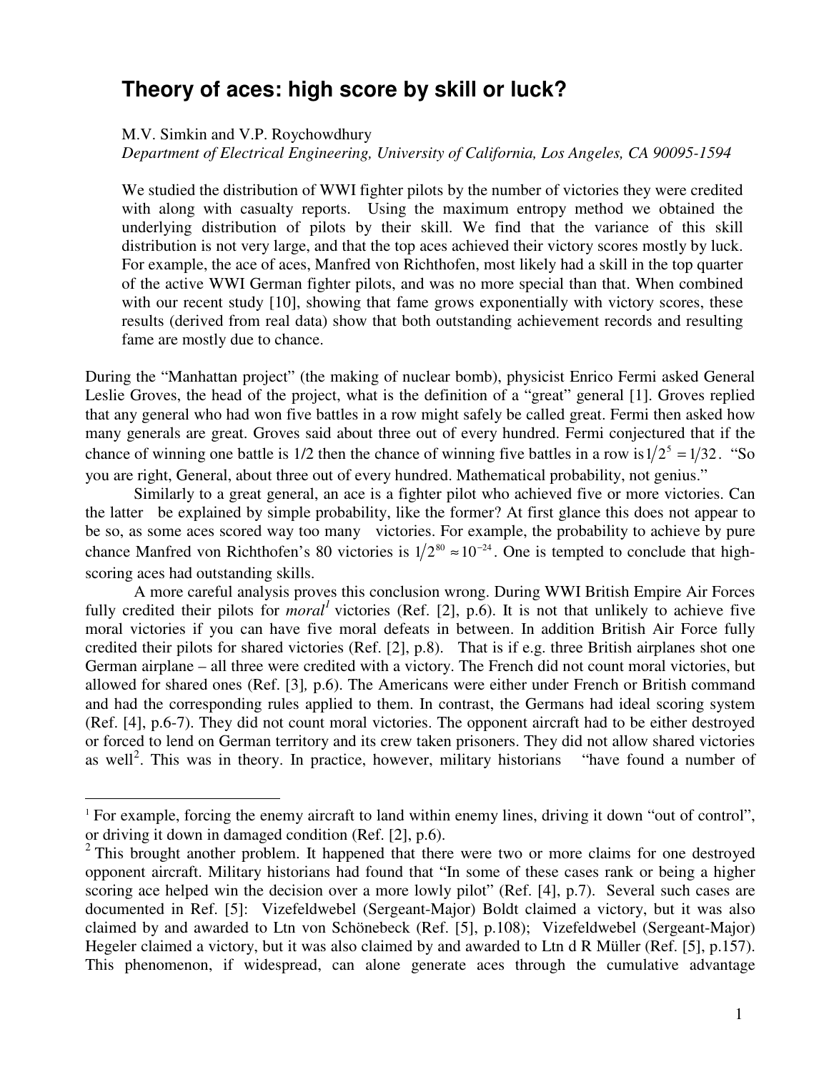# Theory of aces: high score by skill or luck?

M.V. Simkin and V.P. Roychowdhury

*Department of Electrical Engineering, University of California, Los Angeles, CA 90095-1594*

We studied the distribution of WWI fighter pilots by the number of victories they were credited with along with casualty reports. Using the maximum entropy method we obtained the underlying distribution of pilots by their skill. We find that the variance of this skill distribution is not very large, and that the top aces achieved their victory scores mostly by luck. For example, the ace of aces, Manfred von Richthofen, most likely had a skill in the top quarter of the active WWI German fighter pilots, and was no more special than that. When combined with our recent study [10], showing that fame grows exponentially with victory scores, these results (derived from real data) show that both outstanding achievement records and resulting fame are mostly due to chance.

During the "Manhattan project" (the making of nuclear bomb), physicist Enrico Fermi asked General Leslie Groves, the head of the project, what is the definition of a "great" general [1]. Groves replied that any general who had won five battles in a row might safely be called great. Fermi then asked how many generals are great. Groves said about three out of every hundred. Fermi conjectured that if the chance of winning one battle is 1/2 then the chance of winning five battles in a row is $1/2^5 = 1/32$. "So you are right, General, about three out of every hundred. Mathematical probability, not genius."

Similarly to a great general, an ace is a fighter pilot who achieved five or more victories. Can the latter be explained by simple probability, like the former? At first glance this does not appear to be so, as some aces scored way too many victories. For example, the probability to achieve by pure chance Manfred von Richthofen's 80 victories is $1/2^{80} \approx 10^{-24}$. One is tempted to conclude that high-scoring aces had outstanding skills.

A more careful analysis proves this conclusion wrong. During WWI British Empire Air Forces fully credited their pilots for *moral*[1] victories (Ref. [2], p.6). It is not that unlikely to achieve five moral victories if you can have five moral defeats in between. In addition British Air Force fully credited their pilots for shared victories (Ref. [2], p.8). That is if e.g. three British airplanes shot one German airplane – all three were credited with a victory. The French did not count moral victories, but allowed for shared ones (Ref. [3], p.6). The Americans were either under French or British command and had the corresponding rules applied to them. In contrast, the Germans had ideal scoring system (Ref. [4], p.6-7). They did not count moral victories. The opponent aircraft had to be either destroyed or forced to lend on German territory and its crew taken prisoners. They did not allow shared victories as well[2]. This was in theory. In practice, however, military historians "have found a number of

---

[1] For example, forcing the enemy aircraft to land within enemy lines, driving it down "out of control", or driving it down in damaged condition (Ref. [2], p.6).

[2] This brought another problem. It happened that there were two or more claims for one destroyed opponent aircraft. Military historians had found that "In some of these cases rank or being a higher scoring ace helped win the decision over a more lowly pilot" (Ref. [4], p.7). Several such cases are documented in Ref. [5]: Vizefeldwebel (Sergeant-Major) Boldt claimed a victory, but it was also claimed by and awarded to Ltn von Schönebeck (Ref. [5], p.108); Vizefeldwebel (Sergeant-Major) Hegeler claimed a victory, but it was also claimed by and awarded to Ltn d R Müller (Ref. [5], p.157). This phenomenon, if widespread, can alone generate aces through the cumulative advantage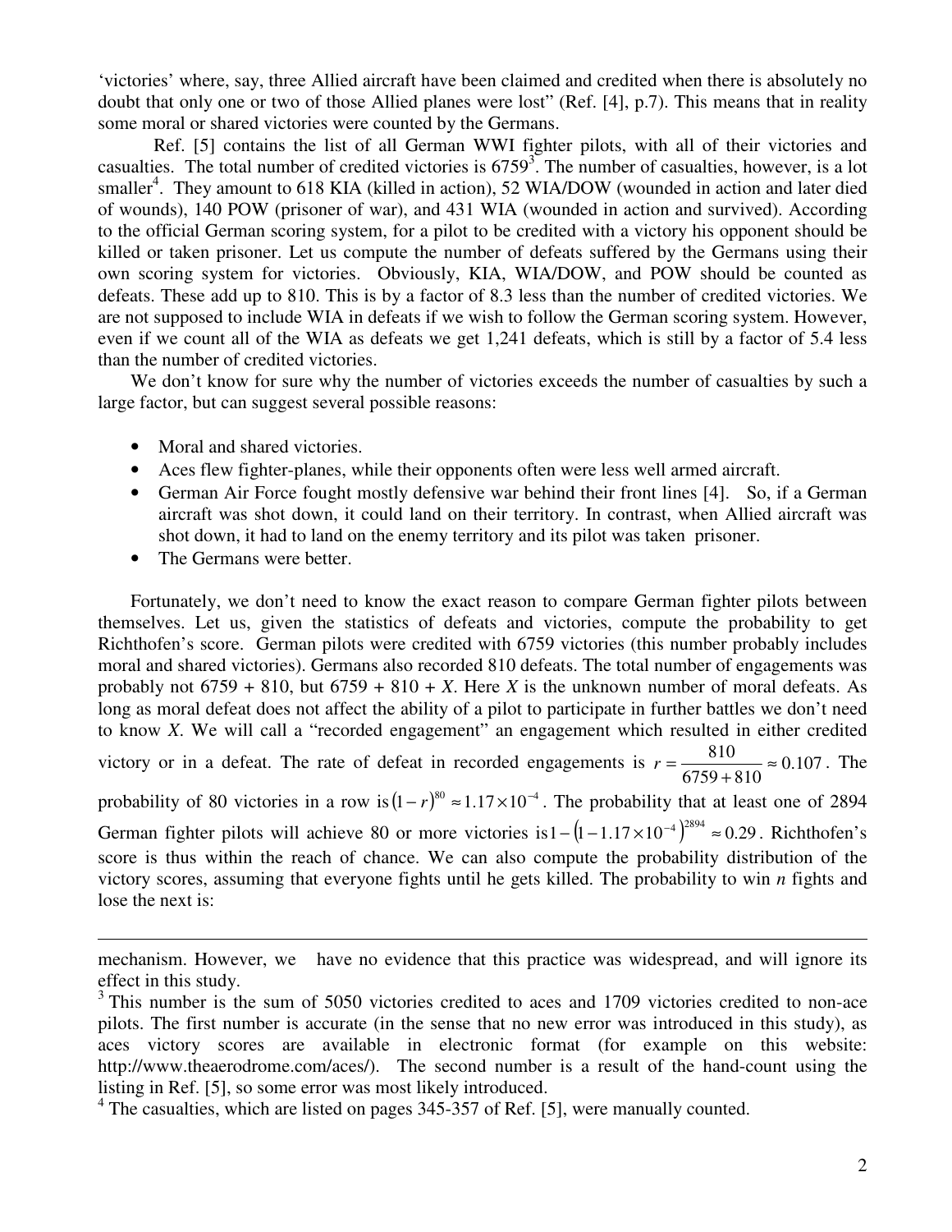'victories' where, say, three Allied aircraft have been claimed and credited when there is absolutely no doubt that only one or two of those Allied planes were lost" (Ref. [4], p.7). This means that in reality some moral or shared victories were counted by the Germans.

Ref. [5] contains the list of all German WWI fighter pilots, with all of their victories and casualties. The total number of credited victories is 6759[3]. The number of casualties, however, is a lot smaller[4]. They amount to 618 KIA (killed in action), 52 WIA/DOW (wounded in action and later died of wounds), 140 POW (prisoner of war), and 431 WIA (wounded in action and survived). According to the official German scoring system, for a pilot to be credited with a victory his opponent should be killed or taken prisoner. Let us compute the number of defeats suffered by the Germans using their own scoring system for victories. Obviously, KIA, WIA/DOW, and POW should be counted as defeats. These add up to 810. This is by a factor of 8.3 less than the number of credited victories. We are not supposed to include WIA in defeats if we wish to follow the German scoring system. However, even if we count all of the WIA as defeats we get 1,241 defeats, which is still by a factor of 5.4 less than the number of credited victories.

We don't know for sure why the number of victories exceeds the number of casualties by such a large factor, but can suggest several possible reasons:

- Moral and shared victories.
- Aces flew fighter-planes, while their opponents often were less well armed aircraft.
- German Air Force fought mostly defensive war behind their front lines [4]. So, if a German aircraft was shot down, it could land on their territory. In contrast, when Allied aircraft was shot down, it had to land on the enemy territory and its pilot was taken prisoner.
- The Germans were better.

Fortunately, we don't need to know the exact reason to compare German fighter pilots between themselves. Let us, given the statistics of defeats and victories, compute the probability to get Richthofen's score. German pilots were credited with 6759 victories (this number probably includes moral and shared victories). Germans also recorded 810 defeats. The total number of engagements was probably not 6759 + 810, but 6759 + 810 + *X*. Here *X* is the unknown number of moral defeats. As long as moral defeat does not affect the ability of a pilot to participate in further battles we don't need to know *X*. We will call a "recorded engagement" an engagement which resulted in either credited victory or in a defeat. The rate of defeat in recorded engagements is $r = \frac{810}{6759+810} \approx 0.107$. The probability of 80 victories in a row is $(1-r)^{80} \approx 1.17\times10^{-4}$. The probability that at least one of 2894 German fighter pilots will achieve 80 or more victories is $1-\left(1-1.17\times10^{-4}\right)^{2894} \approx 0.29$. Richthofen's score is thus within the reach of chance. We can also compute the probability distribution of the victory scores, assuming that everyone fights until he gets killed. The probability to win *n* fights and lose the next is:

---

mechanism. However, we have no evidence that this practice was widespread, and will ignore its effect in this study.

[3] This number is the sum of 5050 victories credited to aces and 1709 victories credited to non-ace pilots. The first number is accurate (in the sense that no new error was introduced in this study), as aces victory scores are available in electronic format (for example on this website: http://www.theaerodrome.com/aces/). The second number is a result of the hand-count using the listing in Ref. [5], so some error was most likely introduced.

[4] The casualties, which are listed on pages 345-357 of Ref. [5], were manually counted.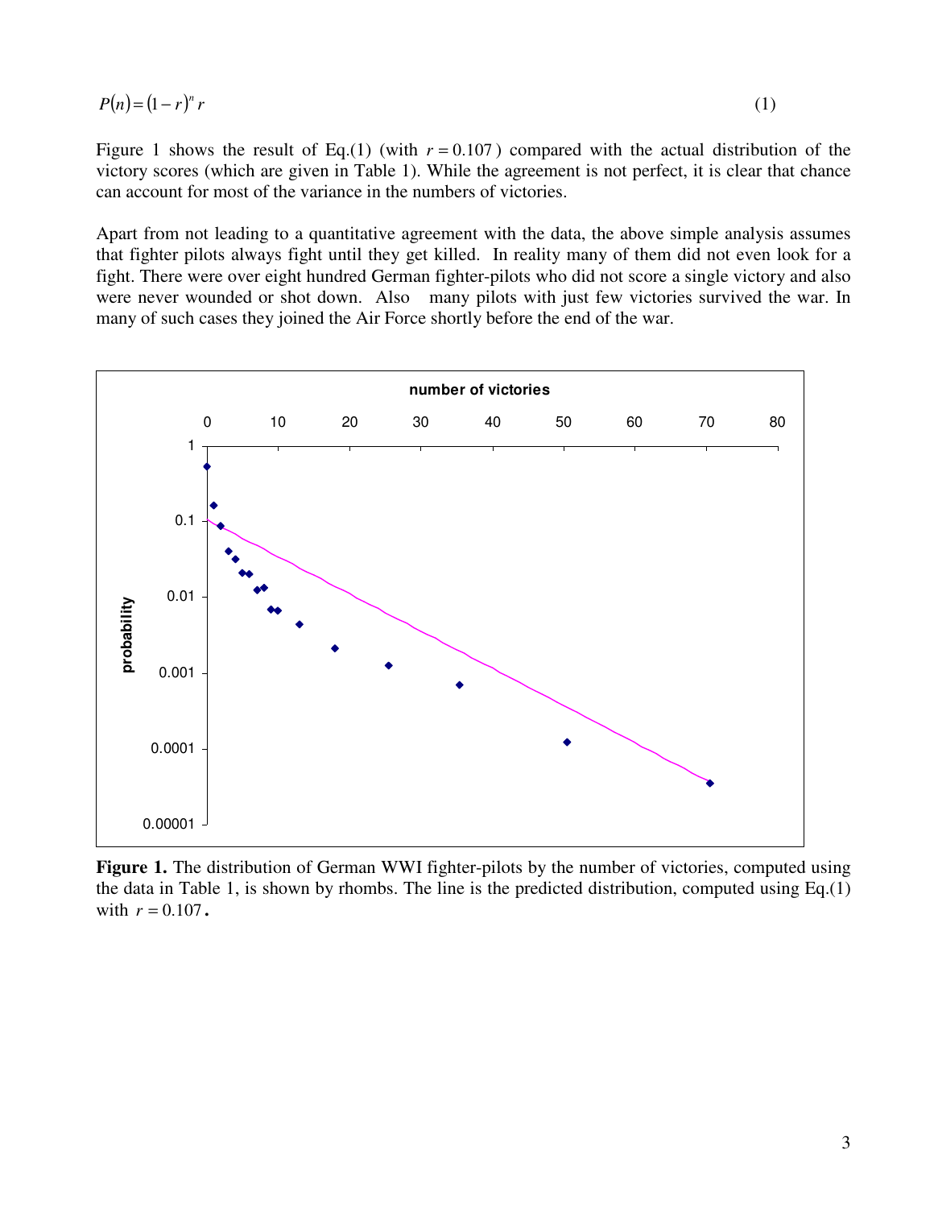$$P(n) = (1 - r)^n r \tag{1}$$

Figure 1 shows the result of Eq.(1) (with $r = 0.107$) compared with the actual distribution of the victory scores (which are given in Table 1). While the agreement is not perfect, it is clear that chance can account for most of the variance in the numbers of victories.

Apart from not leading to a quantitative agreement with the data, the above simple analysis assumes that fighter pilots always fight until they get killed. In reality many of them did not look for a fight. There were over eight hundred German fighter-pilots who did not score a single victory and also were never wounded or shot down. Also many pilots with just few victories survived the war. In many of such cases they joined the Air Force shortly before the end of the war.

**Figure 1.** The distribution of German WWI fighter-pilots by the number of victories, computed using the data in Table 1, is shown by rhombs. The line is the predicted distribution, computed using Eq.(1) with $r = 0.107$.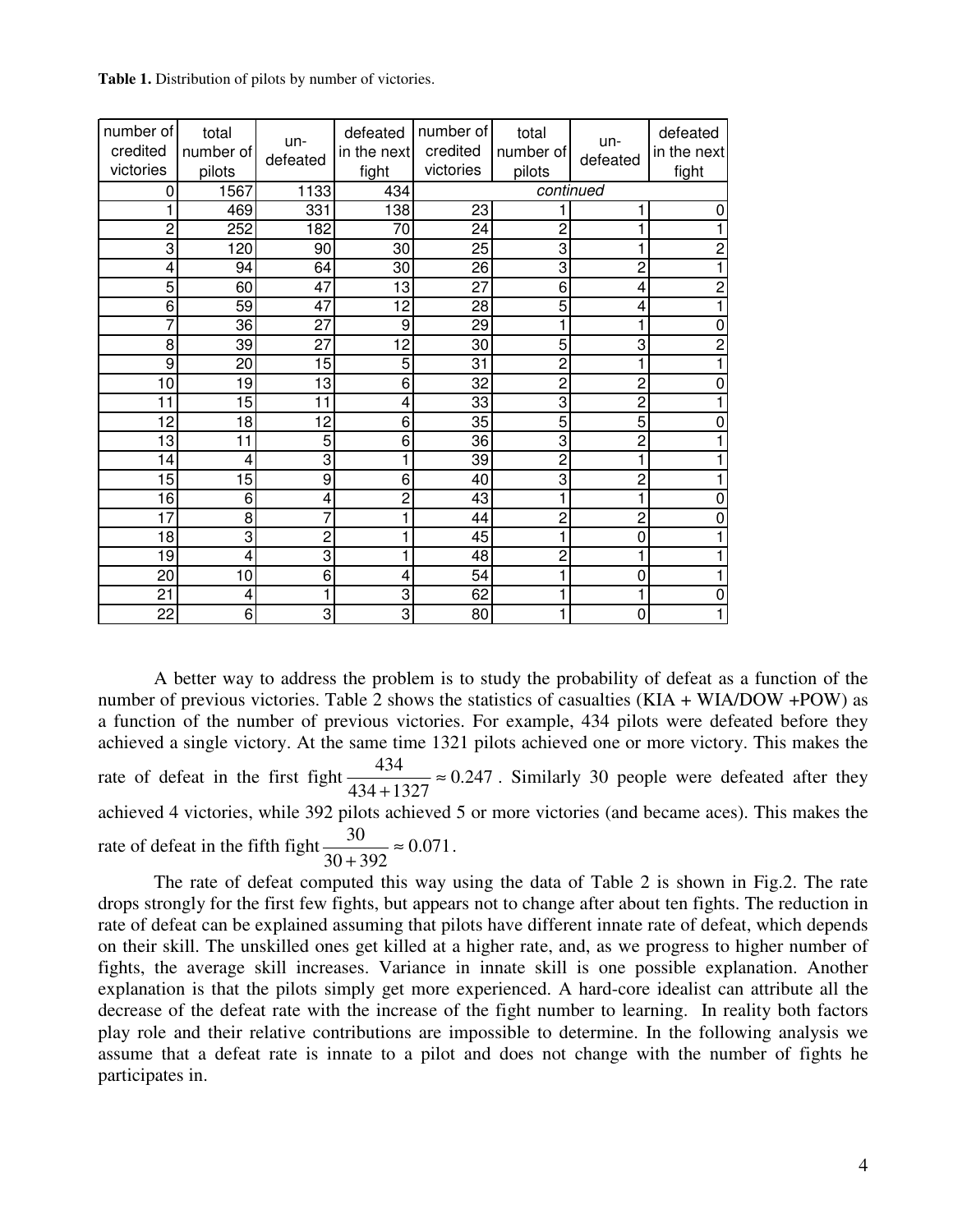**Table 1.** Distribution of pilots by number of victories.

| number of credited victories | total number of pilots | un-defeated | defeated in the next fight | number of credited victories | total number of pilots | un-defeated | defeated in the next fight |
|---|---|---|---|---|---|---|---|
| 0 | 1567 | 1133 | 434 | *continued* | | | |
| 1 | 469 | 331 | 138 | 23 | 1 | 1 | 0 |
| 2 | 252 | 182 | 70 | 24 | 2 | 1 | 1 |
| 3 | 120 | 90 | 30 | 25 | 3 | 1 | 2 |
| 4 | 94 | 64 | 30 | 26 | 3 | 2 | 1 |
| 5 | 60 | 47 | 13 | 27 | 6 | 4 | 2 |
| 6 | 59 | 47 | 12 | 28 | 5 | 4 | 1 |
| 7 | 36 | 27 | 9 | 29 | 1 | 1 | 0 |
| 8 | 39 | 27 | 12 | 30 | 5 | 3 | 2 |
| 9 | 20 | 15 | 5 | 31 | 2 | 1 | 1 |
| 10 | 19 | 13 | 6 | 32 | 2 | 2 | 0 |
| 11 | 15 | 11 | 4 | 33 | 3 | 2 | 1 |
| 12 | 18 | 12 | 6 | 35 | 5 | 5 | 0 |
| 13 | 11 | 5 | 6 | 36 | 3 | 2 | 1 |
| 14 | 4 | 3 | 1 | 39 | 2 | 1 | 1 |
| 15 | 15 | 9 | 6 | 40 | 3 | 2 | 1 |
| 16 | 6 | 4 | 2 | 43 | 1 | 1 | 0 |
| 17 | 8 | 7 | 1 | 44 | 2 | 2 | 0 |
| 18 | 3 | 2 | 1 | 45 | 1 | 0 | 1 |
| 19 | 4 | 3 | 1 | 48 | 2 | 1 | 1 |
| 20 | 10 | 6 | 4 | 54 | 1 | 0 | 1 |
| 21 | 4 | 1 | 3 | 62 | 1 | 1 | 0 |
| 22 | 6 | 3 | 3 | 80 | 1 | 0 | 1 |

A better way to address the problem is to study the probability of defeat as a function of the number of previous victories. Table 2 shows the statistics of casualties (KIA + WIA/DOW +POW) as a function of the number of previous victories. For example, 434 pilots were defeated before they achieved a single victory. At the same time 1321 pilots achieved one or more victory. This makes the rate of defeat in the first fight $\frac{434}{434+1327} \approx 0.247$. Similarly 30 people were defeated after they achieved 4 victories, while 392 pilots achieved 5 or more victories (and became aces). This makes the rate of defeat in the fifth fight $\frac{30}{30+392} \approx 0.071$.

The rate of defeat computed this way using the data of Table 2 is shown in Fig.2. The rate drops strongly for the first few fights, but appears not to change after about ten fights. The reduction in rate of defeat can be explained assuming that pilots have different innate rate of defeat, which depends on their skill. The unskilled ones get killed at a higher rate, and, as we progress to higher number of fights, the average skill increases. Variance in innate skill is one possible explanation. Another explanation is that the pilots simply get more experienced. A hard-core idealist can attribute all the decrease of the defeat rate with the increase of the fight number to learning. In reality both factors play role and their relative contributions are impossible to determine. In the following analysis we assume that a defeat rate is innate to a pilot and does not change with the number of fights he participates in.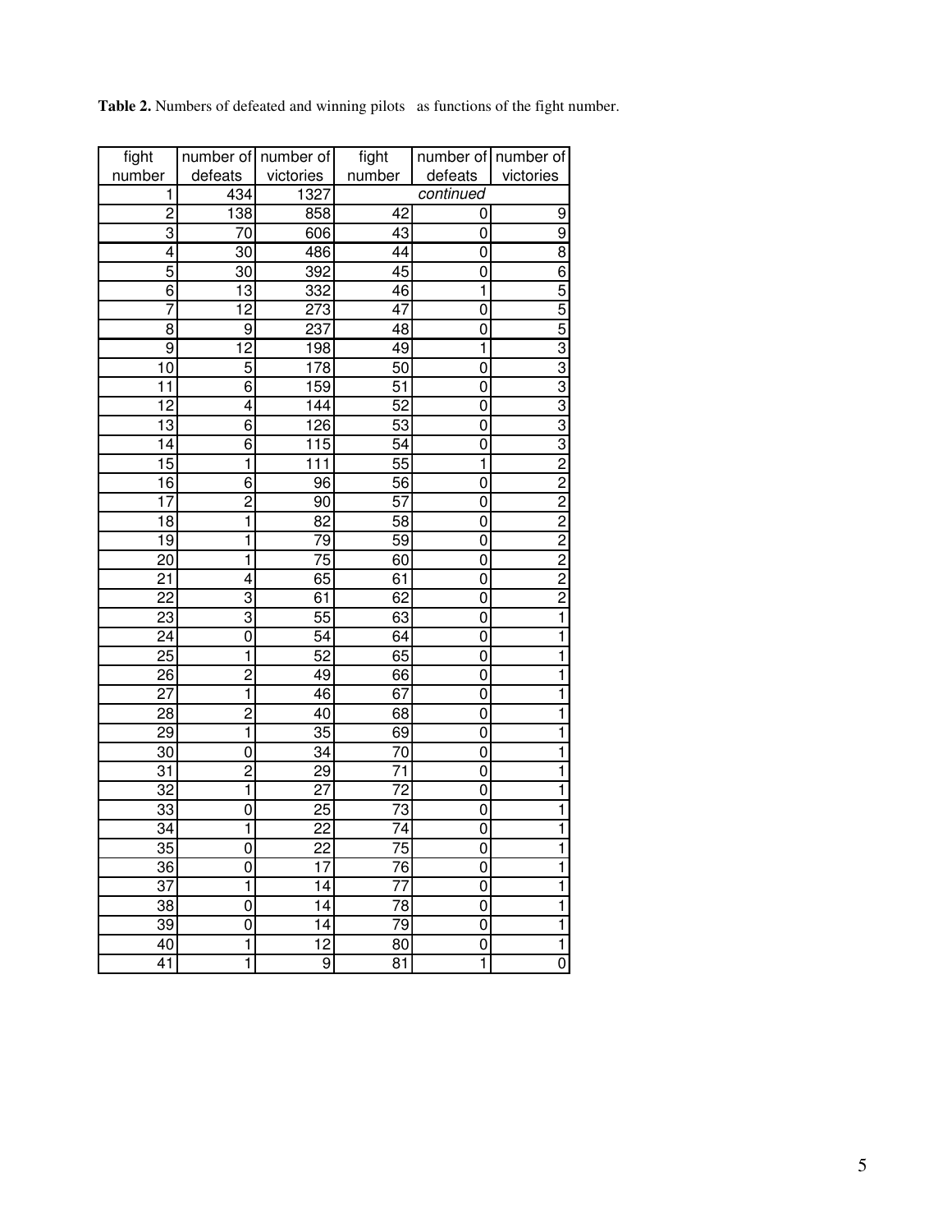**Table 2.** Numbers of defeated and winning pilots as functions of the fight number.

| fight number | number of defeats | number of victories | fight number | number of defeats | number of victories |
|---|---|---|---|---|---|
| 1 | 434 | 1327 | *continued* | | |
| 2 | 138 | 858 | 42 | 0 | 9 |
| 3 | 70 | 606 | 43 | 0 | 9 |
| 4 | 30 | 486 | 44 | 0 | 8 |
| 5 | 30 | 392 | 45 | 0 | 6 |
| 6 | 13 | 332 | 46 | 1 | 5 |
| 7 | 12 | 273 | 47 | 0 | 5 |
| 8 | 9 | 237 | 48 | 0 | 5 |
| 9 | 12 | 198 | 49 | 1 | 3 |
| 10 | 5 | 178 | 50 | 0 | 3 |
| 11 | 6 | 159 | 51 | 0 | 3 |
| 12 | 4 | 144 | 52 | 0 | 3 |
| 13 | 6 | 126 | 53 | 0 | 3 |
| 14 | 6 | 115 | 54 | 0 | 3 |
| 15 | 1 | 111 | 55 | 1 | 2 |
| 16 | 6 | 96 | 56 | 0 | 2 |
| 17 | 2 | 90 | 57 | 0 | 2 |
| 18 | 1 | 82 | 58 | 0 | 2 |
| 19 | 1 | 79 | 59 | 0 | 2 |
| 20 | 1 | 75 | 60 | 0 | 2 |
| 21 | 4 | 65 | 61 | 0 | 2 |
| 22 | 3 | 61 | 62 | 0 | 2 |
| 23 | 3 | 55 | 63 | 0 | 1 |
| 24 | 0 | 54 | 64 | 0 | 1 |
| 25 | 1 | 52 | 65 | 0 | 1 |
| 26 | 2 | 49 | 66 | 0 | 1 |
| 27 | 1 | 46 | 67 | 0 | 1 |
| 28 | 2 | 40 | 68 | 0 | 1 |
| 29 | 1 | 35 | 69 | 0 | 1 |
| 30 | 0 | 34 | 70 | 0 | 1 |
| 31 | 2 | 29 | 71 | 0 | 1 |
| 32 | 1 | 27 | 72 | 0 | 1 |
| 33 | 0 | 25 | 73 | 0 | 1 |
| 34 | 1 | 22 | 74 | 0 | 1 |
| 35 | 0 | 22 | 75 | 0 | 1 |
| 36 | 0 | 17 | 76 | 0 | 1 |
| 37 | 1 | 14 | 77 | 0 | 1 |
| 38 | 0 | 14 | 78 | 0 | 1 |
| 39 | 0 | 14 | 79 | 0 | 1 |
| 40 | 1 | 12 | 80 | 0 | 1 |
| 41 | 1 | 9 | 81 | 1 | 0 |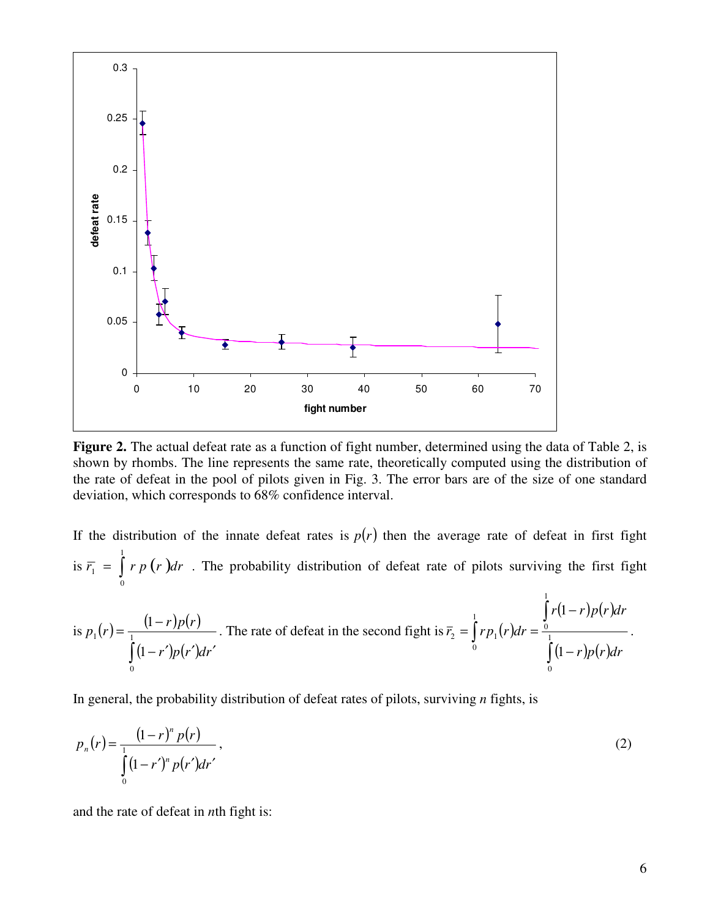**Figure 2.** The actual defeat rate as a function of fight number, determined using the data of Table 2, is shown by rhombs. The line represents the same rate, theoretically computed using the distribution of the rate of defeat in the pool of pilots given in Fig. 3. The error bars are of the size of one standard deviation, which corresponds to 68% confidence interval.

If the distribution of the innate defeat rates is $p(r)$ then the average rate of defeat in first fight is $\bar{r}_1 = \int_0^1 r\, p(r) dr$ . The probability distribution of defeat rate of pilots surviving the first fight is $p_1(r) = \frac{(1-r)p(r)}{\int_0^1 (1-r')p(r')dr'}$. The rate of defeat in the second fight is $\bar{r}_2 = \int_0^1 r p_1(r) dr = \frac{\int_0^1 r(1-r)p(r)dr}{\int_0^1 (1-r)p(r)dr}$.

In general, the probability distribution of defeat rates of pilots, surviving *n* fights, is

$$p_n(r) = \frac{(1-r)^n p(r)}{\int_0^1 (1-r')^n p(r')dr'}, \tag{2}$$

and the rate of defeat in *n*th fight is: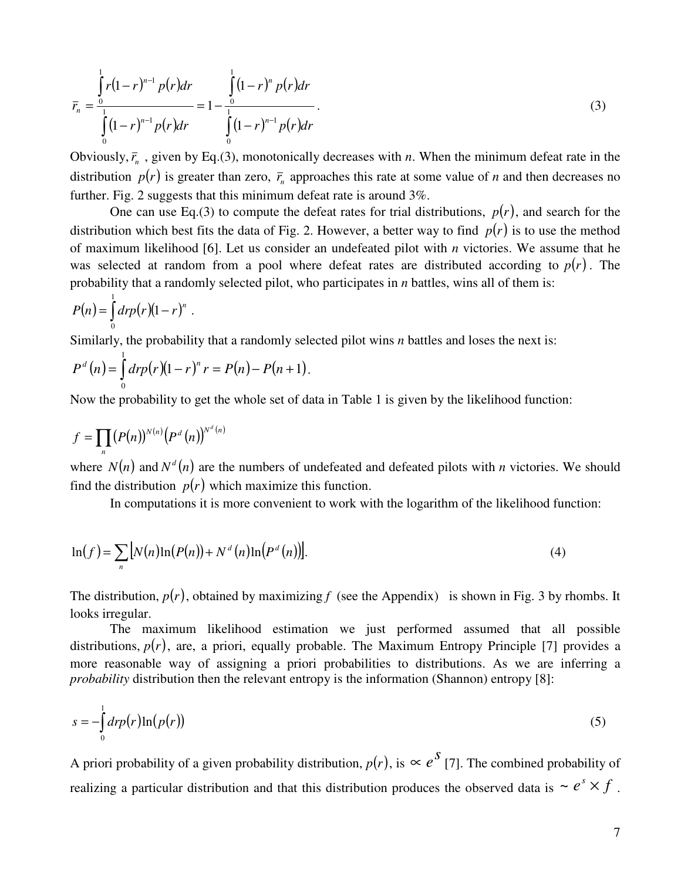$$\bar{r}_n = \frac{\int_0^1 r(1-r)^{n-1} p(r)dr}{\int_0^1 (1-r)^{n-1} p(r)dr} = 1 - \frac{\int_0^1 (1-r)^n p(r)dr}{\int_0^1 (1-r)^{n-1} p(r)dr} . \tag{3}$$

Obviously, $\bar{r}_n$ , given by Eq.(3), monotonically decreases with *n*. When the minimum defeat rate in the distribution $p(r)$ is greater than zero, $\bar{r}_n$ approaches this rate at some value of *n* and then decreases no further. Fig. 2 suggests that this minimum defeat rate is around 3%.

One can use Eq.(3) to compute the defeat rates for trial distributions, $p(r)$, and search for the distribution which best fits the data of Fig. 2. However, a better way to find $p(r)$ is to use the method of maximum likelihood [6]. Let us consider an undefeated pilot with *n* victories. We assume that he was selected at random from a pool where defeat rates are distributed according to $p(r)$. The probability that a randomly selected pilot, who participates in *n* battles, wins all of them is:

$$P(n) = \int_0^1 drp(r)(1-r)^n .$$

Similarly, the probability that a randomly selected pilot wins *n* battles and loses the next is:

$$P^d(n) = \int_0^1 drp(r)(1-r)^n r = P(n) - P(n+1).$$

Now the probability to get the whole set of data in Table 1 is given by the likelihood function:

$$f = \prod_n (P(n))^{N(n)} \left(P^d(n)\right)^{N^d(n)}$$

where $N(n)$ and $N^d(n)$ are the numbers of undefeated and defeated pilots with *n* victories. We should find the distribution $p(r)$ which maximize this function.

In computations it is more convenient to work with the logarithm of the likelihood function:

$$\ln(f) = \sum_n \left[N(n)\ln(P(n)) + N^d(n)\ln(P^d(n))\right]. \tag{4}$$

The distribution, $p(r)$, obtained by maximizing $f$ (see the Appendix) is shown in Fig. 3 by rhombs. It looks irregular.

The maximum likelihood estimation we just performed assumed that all possible distributions, $p(r)$, are, a priori, equally probable. The Maximum Entropy Principle [7] provides a more reasonable way of assigning a priori probabilities to distributions. As we are inferring a *probability* distribution then the relevant entropy is the information (Shannon) entropy [8]:

$$s = -\int_0^1 drp(r)\ln(p(r)) \tag{5}$$

A priori probability of a given probability distribution, $p(r)$, is $\propto e^s$ [7]. The combined probability of realizing a particular distribution and that this distribution produces the observed data is $\sim e^s \times f$ .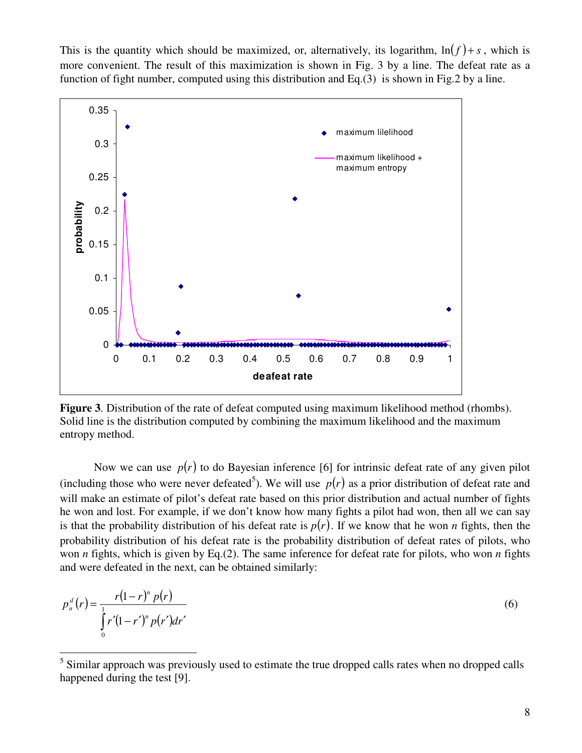This is the quantity which should be maximized, or, alternatively, its logarithm, $\ln(f)+s$, which is more convenient. The result of this maximization is shown in Fig. 3 by a line. The defeat rate as a function of fight number, computed using this distribution and Eq.(3) is shown in Fig.2 by a line.

**Figure 3**. Distribution of the rate of defeat computed using maximum likelihood method (rhombs). Solid line is the distribution computed by combining the maximum likelihood and the maximum entropy method.

Now we can use $p(r)$ to do Bayesian inference [6] for intrinsic defeat rate of any given pilot (including those who were never defeated[5]). We will use $p(r)$ as a prior distribution of defeat rate and will make an estimate of pilot's defeat rate based on this prior distribution and actual number of fights he won and lost. For example, if we don't know how many fights a pilot had won, then all we can say is that the probability distribution of his defeat rate is $p(r)$. If we know that he won *n* fights, then the probability distribution of his defeat rate is the probability distribution of defeat rates of pilots, who won *n* fights, which is given by Eq.(2). The same inference for defeat rate for pilots, who won *n* fights and were defeated in the next, can be obtained similarly:

$$p_n^d(r) = \frac{r(1-r)^n p(r)}{\int_0^1 r'(1-r')^n p(r')dr'} \tag{6}$$

[5] Similar approach was previously used to estimate the true dropped calls rates when no dropped calls happened during the test [9].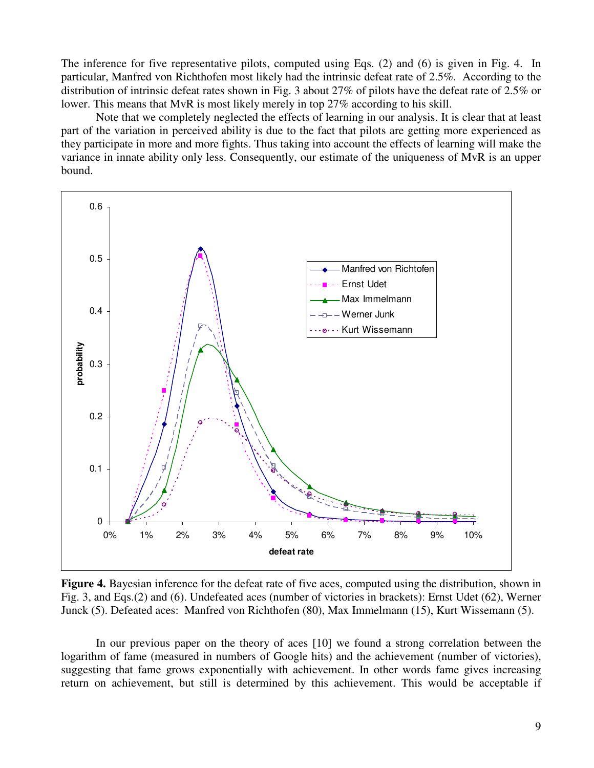The inference for five representative pilots, computed using Eqs. (2) and (6) is given in Fig. 4. In particular, Manfred von Richthofen most likely had the intrinsic defeat rate of 2.5%. According to the distribution of intrinsic defeat rates shown in Fig. 3 about 27% of pilots have the defeat rate of 2.5% or lower. This means that MvR is most likely merely in top 27% according to his skill.

Note that we completely neglected the effects of learning in our analysis. It is clear that at least part of the variation in perceived ability is due to the fact that pilots are getting more experienced as they participate in more and more fights. Thus taking into account the effects of learning will make the variance in innate ability only less. Consequently, our estimate of the uniqueness of MvR is an upper bound.

**Figure 4.** Bayesian inference for the defeat rate of five aces, computed using the distribution, shown in Fig. 3, and Eqs.(2) and (6). Undefeated aces (number of victories in brackets): Ernst Udet (62), Werner Junck (5). Defeated aces: Manfred von Richthofen (80), Max Immelmann (15), Kurt Wissemann (5).

In our previous paper on the theory of aces [10] we found a strong correlation between the logarithm of fame (measured in numbers of Google hits) and the achievement (number of victories), suggesting that fame grows exponentially with achievement. In other words fame gives increasing return on achievement, but still is determined by this achievement. This would be acceptable if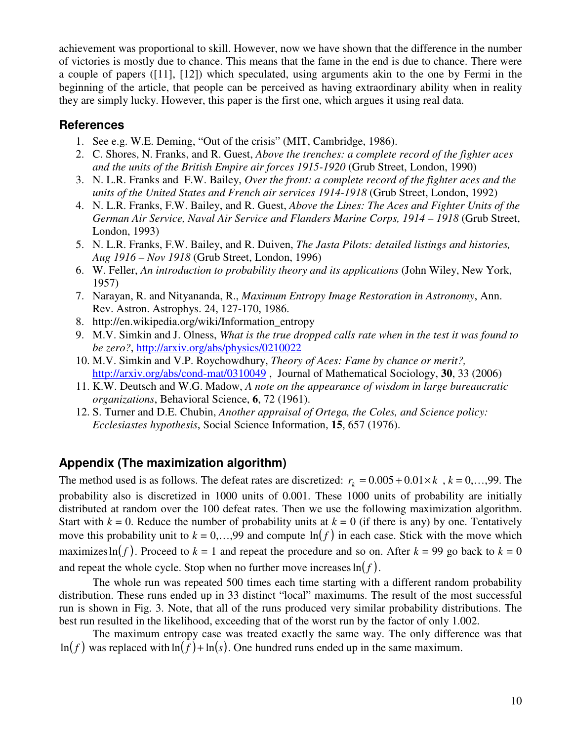achievement was proportional to skill. However, now we have shown that the difference in the number of victories is mostly due to chance. This means that the fame in the end is due to chance. There were a couple of papers ([11], [12]) which speculated, using arguments akin to the one by Fermi in the beginning of the article, that people can be perceived as having extraordinary ability when in reality they are simply lucky. However, this paper is the first one, which argues it using real data.

## References

1. See e.g. W.E. Deming, "Out of the crisis" (MIT, Cambridge, 1986).
2. C. Shores, N. Franks, and R. Guest, *Above the trenches: a complete record of the fighter aces and the units of the British Empire air forces 1915-1920* (Grub Street, London, 1990)
3. N. L.R. Franks and F.W. Bailey, *Over the front: a complete record of the fighter aces and the units of the United States and French air services 1914-1918* (Grub Street, London, 1992)
4. N. L.R. Franks, F.W. Bailey, and R. Guest, *Above the Lines: The Aces and Fighter Units of the German Air Service, Naval Air Service and Flanders Marine Corps, 1914 – 1918* (Grub Street, London, 1993)
5. N. L.R. Franks, F.W. Bailey, and R. Duiven, *The Jasta Pilots: detailed listings and histories, Aug 1916 – Nov 1918* (Grub Street, London, 1996)
6. W. Feller, *An introduction to probability theory and its applications* (John Wiley, New York, 1957)
7. Narayan, R. and Nityananda, R., *Maximum Entropy Image Restoration in Astronomy*, Ann. Rev. Astron. Astrophys. 24, 127-170, 1986.
8. http://en.wikipedia.org/wiki/Information_entropy
9. M.V. Simkin and J. Olness, *What is the true dropped calls rate when in the test it was found to be zero?*, http://arxiv.org/abs/physics/0210022
10. M.V. Simkin and V.P. Roychowdhury, *Theory of Aces: Fame by chance or merit?,* http://arxiv.org/abs/cond-mat/0310049 , Journal of Mathematical Sociology, **30**, 33 (2006)
11. K.W. Deutsch and W.G. Madow, *A note on the appearance of wisdom in large bureaucratic organizations*, Behavioral Science, **6**, 72 (1961).
12. S. Turner and D.E. Chubin, *Another appraisal of Ortega, the Coles, and Science policy: Ecclesiastes hypothesis*, Social Science Information, **15**, 657 (1976).

## Appendix (The maximization algorithm)

The method used is as follows. The defeat rates are discretized: $r_k = 0.005 + 0.01 \times k$ , $k = 0,\ldots,99$. The probability also is discretized in 1000 units of 0.001. These 1000 units of probability are initially distributed at random over the 100 defeat rates. Then we use the following maximization algorithm. Start with $k = 0$. Reduce the number of probability units at $k = 0$ (if there is any) by one. Tentatively move this probability unit to $k = 0,\ldots,99$ and compute $\ln(f)$ in each case. Stick with the move which maximizes $\ln(f)$. Proceed to $k = 1$ and repeat the procedure and so on. After $k = 99$ go back to $k = 0$ and repeat the whole cycle. Stop when no further move increases $\ln(f)$.

The whole run was repeated 500 times each time starting with a different random probability distribution. These runs ended up in 33 distinct "local" maximums. The result of the most successful run is shown in Fig. 3. Note, that all of the runs produced very similar probability distributions. The best run resulted in the likelihood, exceeding that of the worst run by the factor of only 1.002.

The maximum entropy case was treated exactly the same way. The only difference was that $\ln(f)$ was replaced with $\ln(f) + \ln(s)$. One hundred runs ended up in the same maximum.